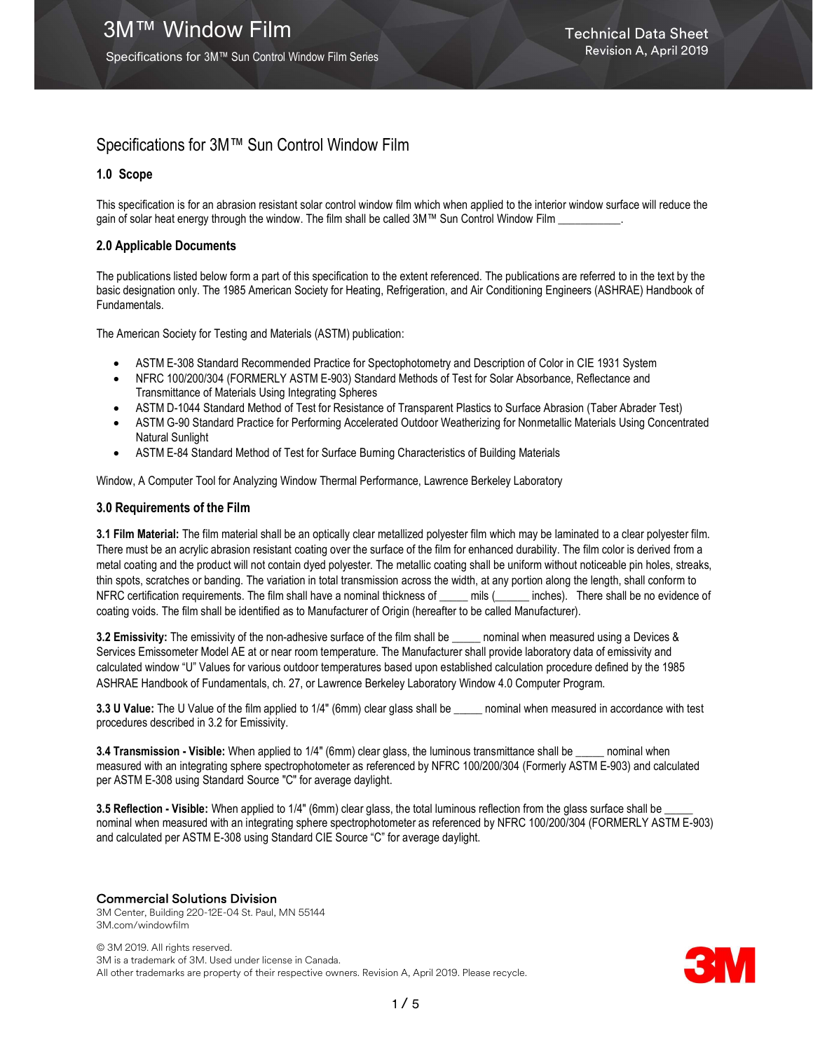# Specifications for 3M™ Sun Control Window Film

## 1.0 Scope

This specification is for an abrasion resistant solar control window film which when applied to the interior window surface will reduce the gain of solar heat energy through the window. The film shall be called 3M™ Sun Control Window Film ___________.

## 2.0 Applicable Documents

The publications listed below form a part of this specification to the extent referenced. The publications are referred to in the text by the basic designation only. The 1985 American Society for Heating, Refrigeration, and Air Conditioning Engineers (ASHRAE) Handbook of Fundamentals.

The American Society for Testing and Materials (ASTM) publication:

- ASTM E-308 Standard Recommended Practice for Spectophotometry and Description of Color in CIE 1931 System
- NFRC 100/200/304 (FORMERLY ASTM E-903) Standard Methods of Test for Solar Absorbance, Reflectance and Transmittance of Materials Using Integrating Spheres
- ASTM D-1044 Standard Method of Test for Resistance of Transparent Plastics to Surface Abrasion (Taber Abrader Test)
- ASTM G-90 Standard Practice for Performing Accelerated Outdoor Weatherizing for Nonmetallic Materials Using Concentrated Natural Sunlight
- ASTM E-84 Standard Method of Test for Surface Burning Characteristics of Building Materials

Window, A Computer Tool for Analyzing Window Thermal Performance, Lawrence Berkeley Laboratory

## 3.0 Requirements of the Film

**3.1 Film Material:** The film material shall be an optically clear metallized polyester film which may be laminated to a clear polyester film. There must be an acrylic abrasion resistant coating over the surface of the film for enhanced durability. The film color is derived from a metal coating and the product will not contain dyed polyester. The metallic coating shall be uniform without noticeable pin holes, streaks, thin spots, scratches or banding. The variation in total transmission across the width, at any portion along the length, shall conform to NFRC certification requirements. The film shall have a nominal thickness of _____ mils (______ inches). There shall be no evidence of coating voids. The film shall be identified as to Manufacturer of Origin (hereafter to be called Manufacturer).

**3.2 Emissivity:** The emissivity of the non-adhesive surface of the film shall be _____ nominal when measured using a Devices & Services Emissometer Model AE at or near room temperature. The Manufacturer shall provide laboratory data of emissivity and calculated window "U" Values for various outdoor temperatures based upon established calculation procedure defined by the 1985 ASHRAE Handbook of Fundamentals, ch. 27, or Lawrence Berkeley Laboratory Window 4.0 Computer Program.

**3.3 U Value:** The U Value of the film applied to 1/4" (6mm) clear glass shall be _____ nominal when measured in accordance with test procedures described in 3.2 for Emissivity.

**3.4 Transmission - Visible:** When applied to 1/4" (6mm) clear glass, the luminous transmittance shall be _____ nominal when measured with an integrating sphere spectrophotometer as referenced by NFRC 100/200/304 (Formerly ASTM E-903) and calculated per ASTM E-308 using Standard Source "C" for average daylight.

**3.5 Reflection - Visible:** When applied to 1/4" (6mm) clear glass, the total luminous reflection from the glass surface shall be _____ nominal when measured with an integrating sphere spectrophotometer as referenced by NFRC 100/200/304 (FORMERLY ASTM E-903) and calculated per ASTM E-308 using Standard CIE Source "C" for average daylight.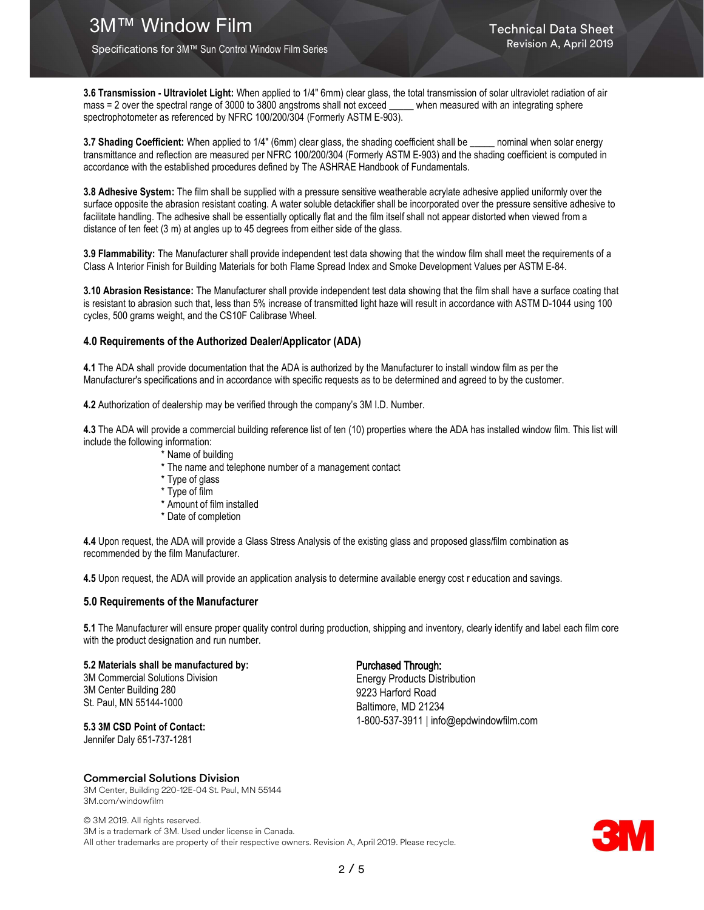**3.6 Transmission - Ultraviolet Light:** When applied to 1/4" 6mm) clear glass, the total transmission of solar ultraviolet radiation of air mass = 2 over the spectral range of 3000 to 3800 angstroms shall not exceed _____ when measured with an integrating sphere spectrophotometer as referenced by NFRC 100/200/304 (Formerly ASTM E-903).

**3.7 Shading Coefficient:** When applied to 1/4" (6mm) clear glass, the shading coefficient shall be _____ nominal when solar energy transmittance and reflection are measured per NFRC 100/200/304 (Formerly ASTM E-903) and the shading coefficient is computed in accordance with the established procedures defined by The ASHRAE Handbook of Fundamentals.

**3.8 Adhesive System:** The film shall be supplied with a pressure sensitive weatherable acrylate adhesive applied uniformly over the surface opposite the abrasion resistant coating. A water soluble detackifier shall be incorporated over the pressure sensitive adhesive to facilitate handling. The adhesive shall be essentially optically flat and the film itself shall not appear distorted when viewed from a distance of ten feet (3 m) at angles up to 45 degrees from either side of the glass.

**3.9 Flammability:** The Manufacturer shall provide independent test data showing that the window film shall meet the requirements of a Class A Interior Finish for Building Materials for both Flame Spread Index and Smoke Development Values per ASTM E-84.

**3.10 Abrasion Resistance:** The Manufacturer shall provide independent test data showing that the film shall have a surface coating that is resistant to abrasion such that, less than 5% increase of transmitted light haze will result in accordance with ASTM D-1044 using 100 cycles, 500 grams weight, and the CS10F Calibrase Wheel.

## 4.0 Requirements of the Authorized Dealer/Applicator (ADA)

**4.1** The ADA shall provide documentation that the ADA is authorized by the Manufacturer to install window film as per the Manufacturer's specifications and in accordance with specific requests as to be determined and agreed to by the customer.

**4.2** Authorization of dealership may be verified through the company's 3M I.D. Number.

**4.3** The ADA will provide a commercial building reference list of ten (10) properties where the ADA has installed window film. This list will include the following information:

- Name of building
- The name and telephone number of a management contact
- Type of glass
- Type of film
- Amount of film installed
- Date of completion

**4.4** Upon request, the ADA will provide a Glass Stress Analysis of the existing glass and proposed glass/film combination as recommended by the film Manufacturer.

**4.5** Upon request, the ADA will provide an application analysis to determine available energy cost r education and savings.

## 5.0 Requirements of the Manufacturer

**5.1** The Manufacturer will ensure proper quality control during production, shipping and inventory, clearly identify and label each film core with the product designation and run number.

**5.2 Materials shall be manufactured by:**
3M Commercial Solutions Division
3M Center Building 280
St. Paul, MN 55144-1000

**5.3 3M CSD Point of Contact:**
Jennifer Daly 651-737-1281

**Purchased Through:**
Energy Products Distribution
9223 Harford Road
Baltimore, MD 21234
1-800-537-3911 | info@epdwindowfilm.com

**Commercial Solutions Division**
3M Center, Building 220-12E-04 St. Paul, MN 55144
3M.com/windowfilm

© 3M 2019. All rights reserved.
3M is a trademark of 3M. Used under license in Canada.
All other trademarks are property of their respective owners. Revision A, April 2019. Please recycle.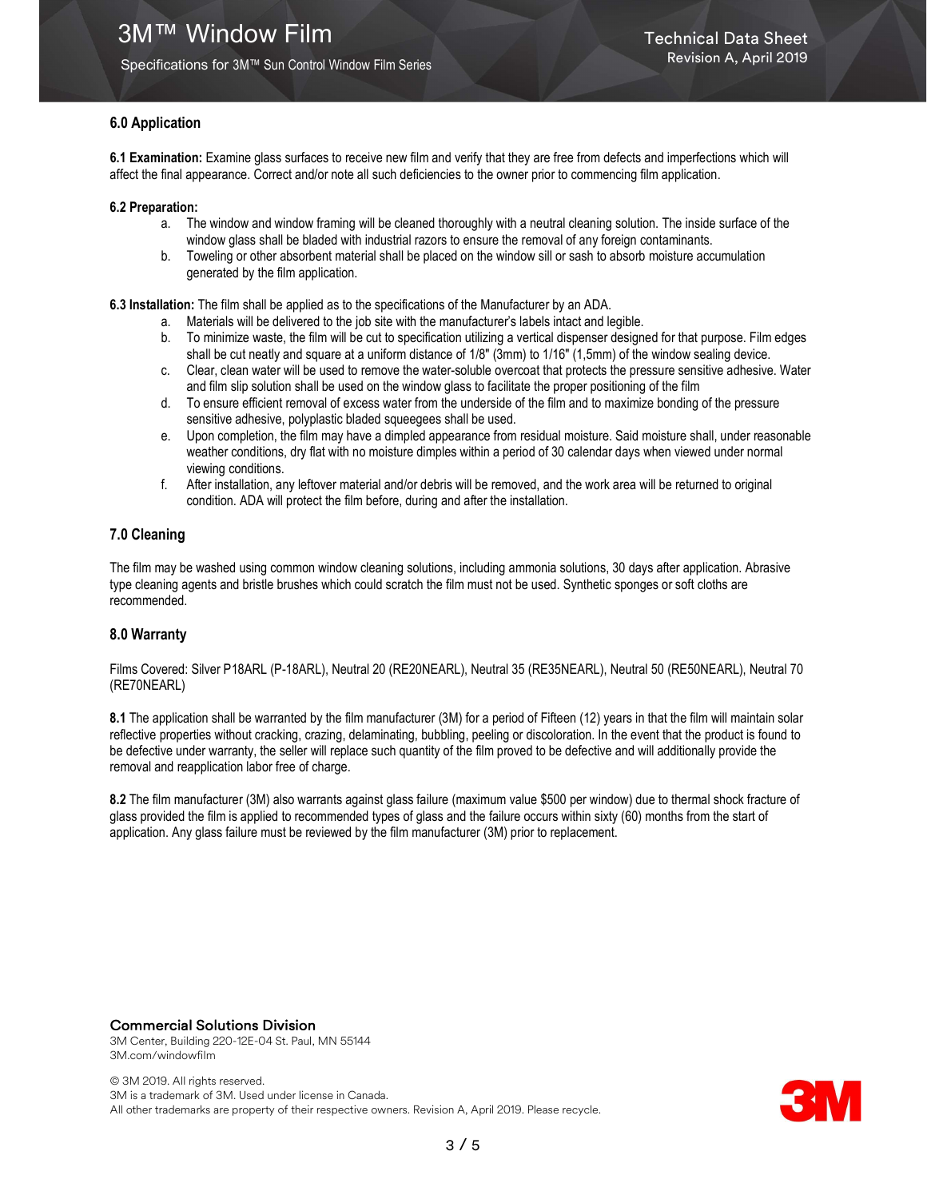## 6.0 Application

**6.1 Examination:** Examine glass surfaces to receive new film and verify that they are free from defects and imperfections which will affect the final appearance. Correct and/or note all such deficiencies to the owner prior to commencing film application.

**6.2 Preparation:**

a. The window and window framing will be cleaned thoroughly with a neutral cleaning solution. The inside surface of the window glass shall be bladed with industrial razors to ensure the removal of any foreign contaminants.
b. Toweling or other absorbent material shall be placed on the window sill or sash to absorb moisture accumulation generated by the film application.

**6.3 Installation:** The film shall be applied as to the specifications of the Manufacturer by an ADA.

a. Materials will be delivered to the job site with the manufacturer's labels intact and legible.
b. To minimize waste, the film will be cut to specification utilizing a vertical dispenser designed for that purpose. Film edges shall be cut neatly and square at a uniform distance of 1/8" (3mm) to 1/16" (1,5mm) of the window sealing device.
c. Clear, clean water will be used to remove the water-soluble overcoat that protects the pressure sensitive adhesive. Water and film slip solution shall be used on the window glass to facilitate the proper positioning of the film
d. To ensure efficient removal of excess water from the underside of the film and to maximize bonding of the pressure sensitive adhesive, polyplastic bladed squeegees shall be used.
e. Upon completion, the film may have a dimpled appearance from residual moisture. Said moisture shall, under reasonable weather conditions, dry flat with no moisture dimples within a period of 30 calendar days when viewed under normal viewing conditions.
f. After installation, any leftover material and/or debris will be removed, and the work area will be returned to original condition. ADA will protect the film before, during and after the installation.

## 7.0 Cleaning

The film may be washed using common window cleaning solutions, including ammonia solutions, 30 days after application. Abrasive type cleaning agents and bristle brushes which could scratch the film must not be used. Synthetic sponges or soft cloths are recommended.

## 8.0 Warranty

Films Covered: Silver P18ARL (P-18ARL), Neutral 20 (RE20NEARL), Neutral 35 (RE35NEARL), Neutral 50 (RE50NEARL), Neutral 70 (RE70NEARL)

**8.1** The application shall be warranted by the film manufacturer (3M) for a period of Fifteen (12) years in that the film will maintain solar reflective properties without cracking, crazing, delaminating, bubbling, peeling or discoloration. In the event that the product is found to be defective under warranty, the seller will replace such quantity of the film proved to be defective and will additionally provide the removal and reapplication labor free of charge.

**8.2** The film manufacturer (3M) also warrants against glass failure (maximum value $500 per window) due to thermal shock fracture of glass provided the film is applied to recommended types of glass and the failure occurs within sixty (60) months from the start of application. Any glass failure must be reviewed by the film manufacturer (3M) prior to replacement.

**Commercial Solutions Division**
3M Center, Building 220-12E-04 St. Paul, MN 55144
3M.com/windowfilm

© 3M 2019. All rights reserved.
3M is a trademark of 3M. Used under license in Canada.
All other trademarks are property of their respective owners. Revision A, April 2019. Please recycle.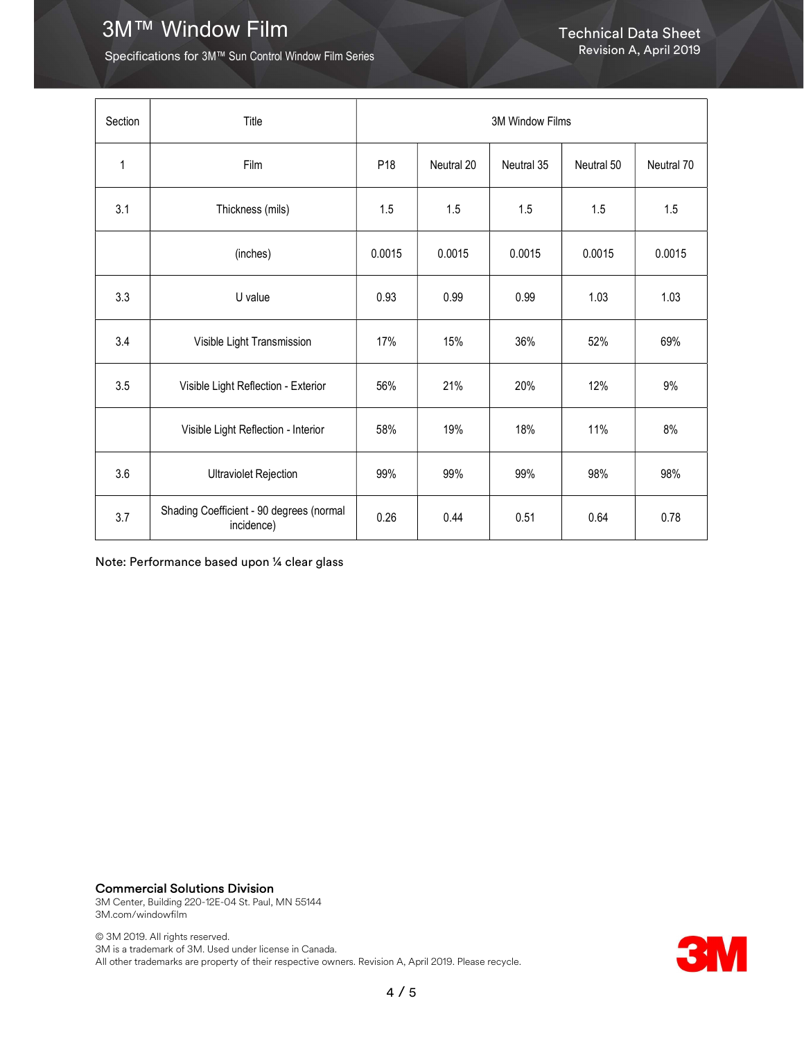| Section | Title | 3M Window Films | | | | |
|---|---|---|---|---|---|---|
| 1 | Film | P18 | Neutral 20 | Neutral 35 | Neutral 50 | Neutral 70 |
| 3.1 | Thickness (mils) | 1.5 | 1.5 | 1.5 | 1.5 | 1.5 |
| | (inches) | 0.0015 | 0.0015 | 0.0015 | 0.0015 | 0.0015 |
| 3.3 | U value | 0.93 | 0.99 | 0.99 | 1.03 | 1.03 |
| 3.4 | Visible Light Transmission | 17% | 15% | 36% | 52% | 69% |
| 3.5 | Visible Light Reflection - Exterior | 56% | 21% | 20% | 12% | 9% |
| | Visible Light Reflection - Interior | 58% | 19% | 18% | 11% | 8% |
| 3.6 | Ultraviolet Rejection | 99% | 99% | 99% | 98% | 98% |
| 3.7 | Shading Coefficient - 90 degrees (normal incidence) | 0.26 | 0.44 | 0.51 | 0.64 | 0.78 |

Note: Performance based upon ¼ clear glass

**Commercial Solutions Division**
3M Center, Building 220-12E-04 St. Paul, MN 55144
3M.com/windowfilm

© 3M 2019. All rights reserved.
3M is a trademark of 3M. Used under license in Canada.
All other trademarks are property of their respective owners. Revision A, April 2019. Please recycle.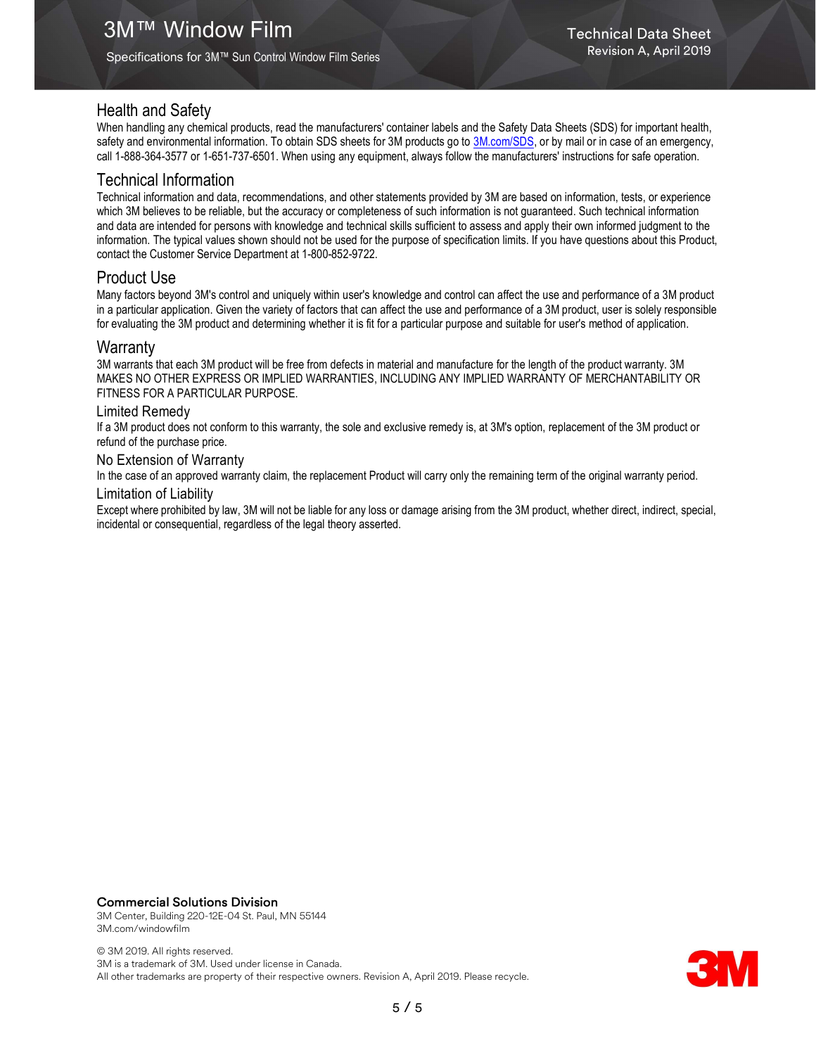## Health and Safety

When handling any chemical products, read the manufacturers' container labels and the Safety Data Sheets (SDS) for important health, safety and environmental information. To obtain SDS sheets for 3M products go to 3M.com/SDS, or by mail or in case of an emergency, call 1-888-364-3577 or 1-651-737-6501. When using any equipment, always follow the manufacturers' instructions for safe operation.

## Technical Information

Technical information and data, recommendations, and other statements provided by 3M are based on information, tests, or experience which 3M believes to be reliable, but the accuracy or completeness of such information is not guaranteed. Such technical information and data are intended for persons with knowledge and technical skills sufficient to assess and apply their own informed judgment to the information. The typical values shown should not be used for the purpose of specification limits. If you have questions about this Product, contact the Customer Service Department at 1-800-852-9722.

## Product Use

Many factors beyond 3M's control and uniquely within user's knowledge and control can affect the use and performance of a 3M product in a particular application. Given the variety of factors that can affect the use and performance of a 3M product, user is solely responsible for evaluating the 3M product and determining whether it is fit for a particular purpose and suitable for user's method of application.

## Warranty

3M warrants that each 3M product will be free from defects in material and manufacture for the length of the product warranty. 3M MAKES NO OTHER EXPRESS OR IMPLIED WARRANTIES, INCLUDING ANY IMPLIED WARRANTY OF MERCHANTABILITY OR FITNESS FOR A PARTICULAR PURPOSE.

### Limited Remedy

If a 3M product does not conform to this warranty, the sole and exclusive remedy is, at 3M's option, replacement of the 3M product or refund of the purchase price.

### No Extension of Warranty

In the case of an approved warranty claim, the replacement Product will carry only the remaining term of the original warranty period.

### Limitation of Liability

Except where prohibited by law, 3M will not be liable for any loss or damage arising from the 3M product, whether direct, indirect, special, incidental or consequential, regardless of the legal theory asserted.

**Commercial Solutions Division**
3M Center, Building 220-12E-04 St. Paul, MN 55144
3M.com/windowfilm

© 3M 2019. All rights reserved.
3M is a trademark of 3M. Used under license in Canada.
All other trademarks are property of their respective owners. Revision A, April 2019. Please recycle.